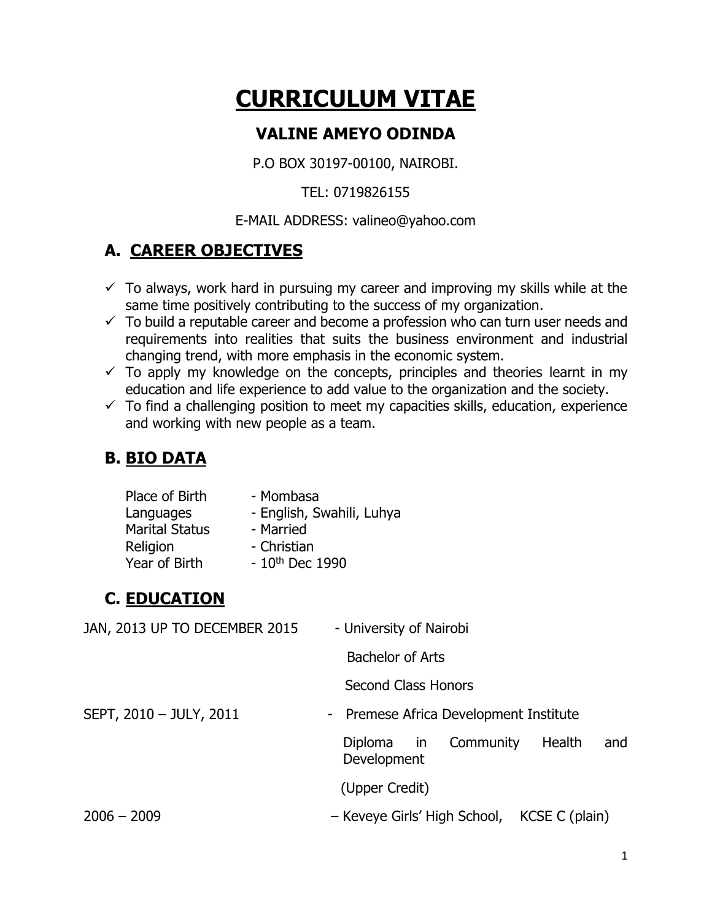# CURRICULUM VITAE

## VALINE AMEYO ODINDA

P.O BOX 30197-00100, NAIROBI.

TEL: 0719826155

E-MAIL ADDRESS: valineo@yahoo.com

## A. CAREER OBJECTIVES

- ✓ To always, work hard in pursuing my career and improving my skills while at the same time positively contributing to the success of my organization.
- ✓ To build a reputable career and become a profession who can turn user needs and requirements into realities that suits the business environment and industrial changing trend, with more emphasis in the economic system.
- ✓ To apply my knowledge on the concepts, principles and theories learnt in my education and life experience to add value to the organization and the society.
- ✓ To find a challenging position to meet my capacities skills, education, experience and working with new people as a team.

## B. BIO DATA

| | |
|---|---|
| Place of Birth | - Mombasa |
| Languages | - English, Swahili, Luhya |
| Marital Status | - Married |
| Religion | - Christian |
| Year of Birth | - 10th Dec 1990 |

## C. EDUCATION

| | |
|---|---|
| JAN, 2013 UP TO DECEMBER 2015 | - University of Nairobi<br>Bachelor of Arts<br>Second Class Honors |
| SEPT, 2010 – JULY, 2011 | - Premese Africa Development Institute<br>Diploma in Community Health and Development<br>(Upper Credit) |
| 2006 – 2009 | – Keveye Girls' High School, KCSE C (plain) |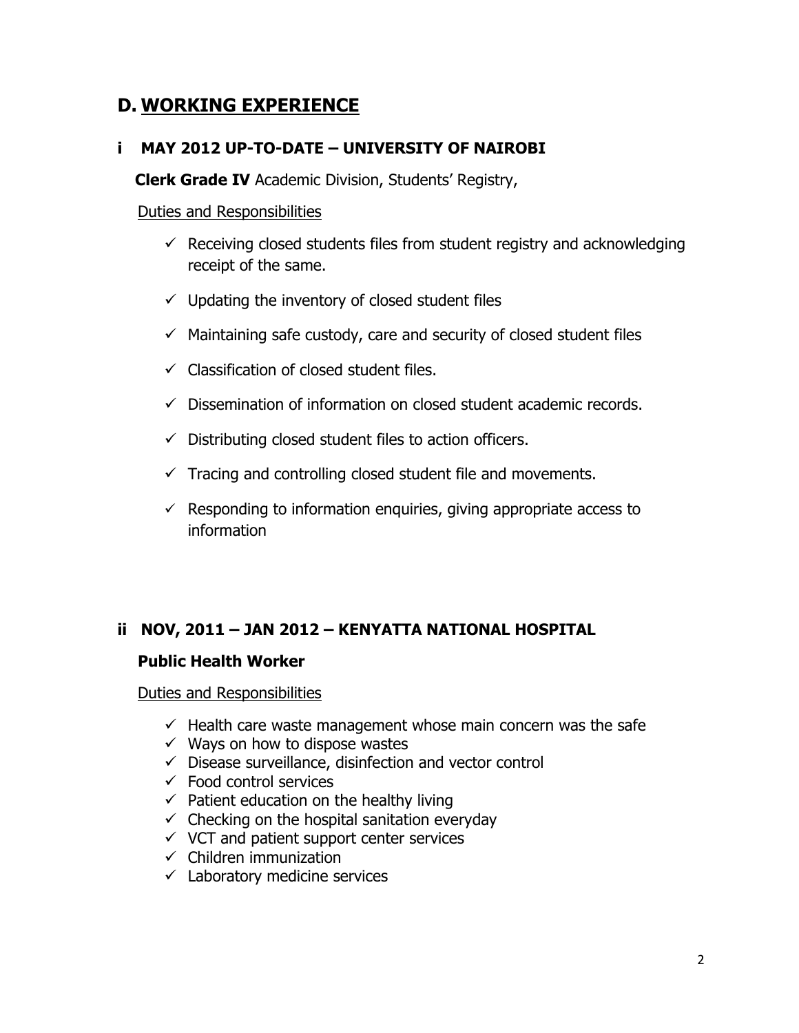## D. WORKING EXPERIENCE

### i MAY 2012 UP-TO-DATE – UNIVERSITY OF NAIROBI

**Clerk Grade IV** Academic Division, Students' Registry,

Duties and Responsibilities

- ✓ Receiving closed students files from student registry and acknowledging receipt of the same.
- ✓ Updating the inventory of closed student files
- ✓ Maintaining safe custody, care and security of closed student files
- ✓ Classification of closed student files.
- ✓ Dissemination of information on closed student academic records.
- ✓ Distributing closed student files to action officers.
- ✓ Tracing and controlling closed student file and movements.
- ✓ Responding to information enquiries, giving appropriate access to information

### ii NOV, 2011 – JAN 2012 – KENYATTA NATIONAL HOSPITAL

**Public Health Worker**

Duties and Responsibilities

- ✓ Health care waste management whose main concern was the safe
- ✓ Ways on how to dispose wastes
- ✓ Disease surveillance, disinfection and vector control
- ✓ Food control services
- ✓ Patient education on the healthy living
- ✓ Checking on the hospital sanitation everyday
- ✓ VCT and patient support center services
- ✓ Children immunization
- ✓ Laboratory medicine services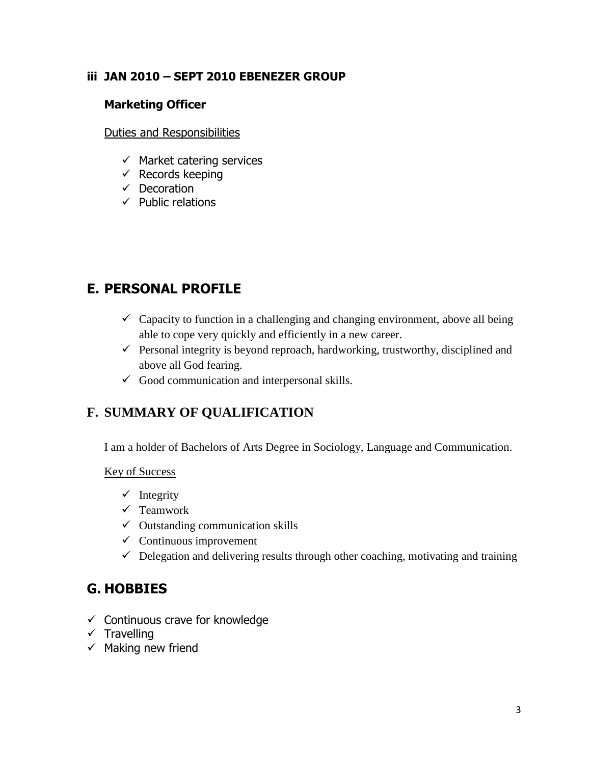### iii JAN 2010 – SEPT 2010 EBENEZER GROUP

**Marketing Officer**

Duties and Responsibilities

- ✓ Market catering services
- ✓ Records keeping
- ✓ Decoration
- ✓ Public relations

## E. PERSONAL PROFILE

- ✓ Capacity to function in a challenging and changing environment, above all being able to cope very quickly and efficiently in a new career.
- ✓ Personal integrity is beyond reproach, hardworking, trustworthy, disciplined and above all God fearing.
- ✓ Good communication and interpersonal skills.

## F. SUMMARY OF QUALIFICATION

I am a holder of Bachelors of Arts Degree in Sociology, Language and Communication.

Key of Success

- ✓ Integrity
- ✓ Teamwork
- ✓ Outstanding communication skills
- ✓ Continuous improvement
- ✓ Delegation and delivering results through other coaching, motivating and training

## G. HOBBIES

- ✓ Continuous crave for knowledge
- ✓ Travelling
- ✓ Making new friend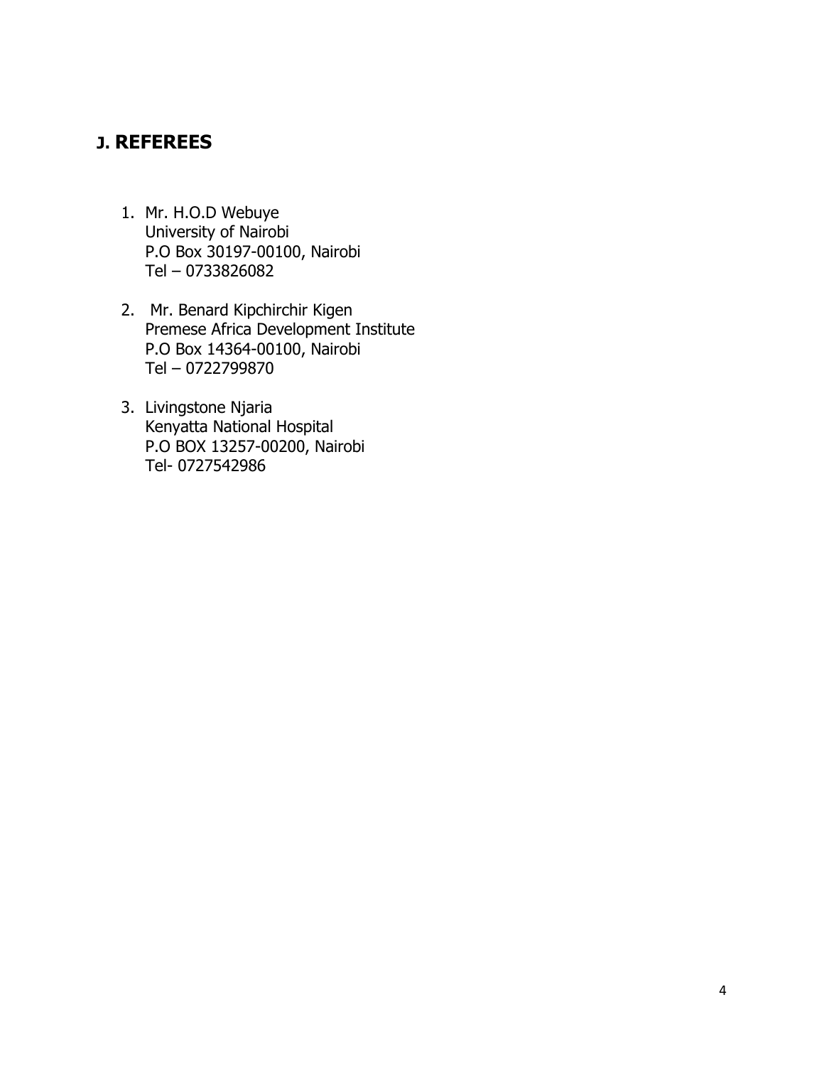## J. REFEREES

1. Mr. H.O.D Webuye
   University of Nairobi
   P.O Box 30197-00100, Nairobi
   Tel – 0733826082

2. Mr. Benard Kipchirchir Kigen
   Premese Africa Development Institute
   P.O Box 14364-00100, Nairobi
   Tel – 0722799870

3. Livingstone Njaria
   Kenyatta National Hospital
   P.O BOX 13257-00200, Nairobi
   Tel- 0727542986